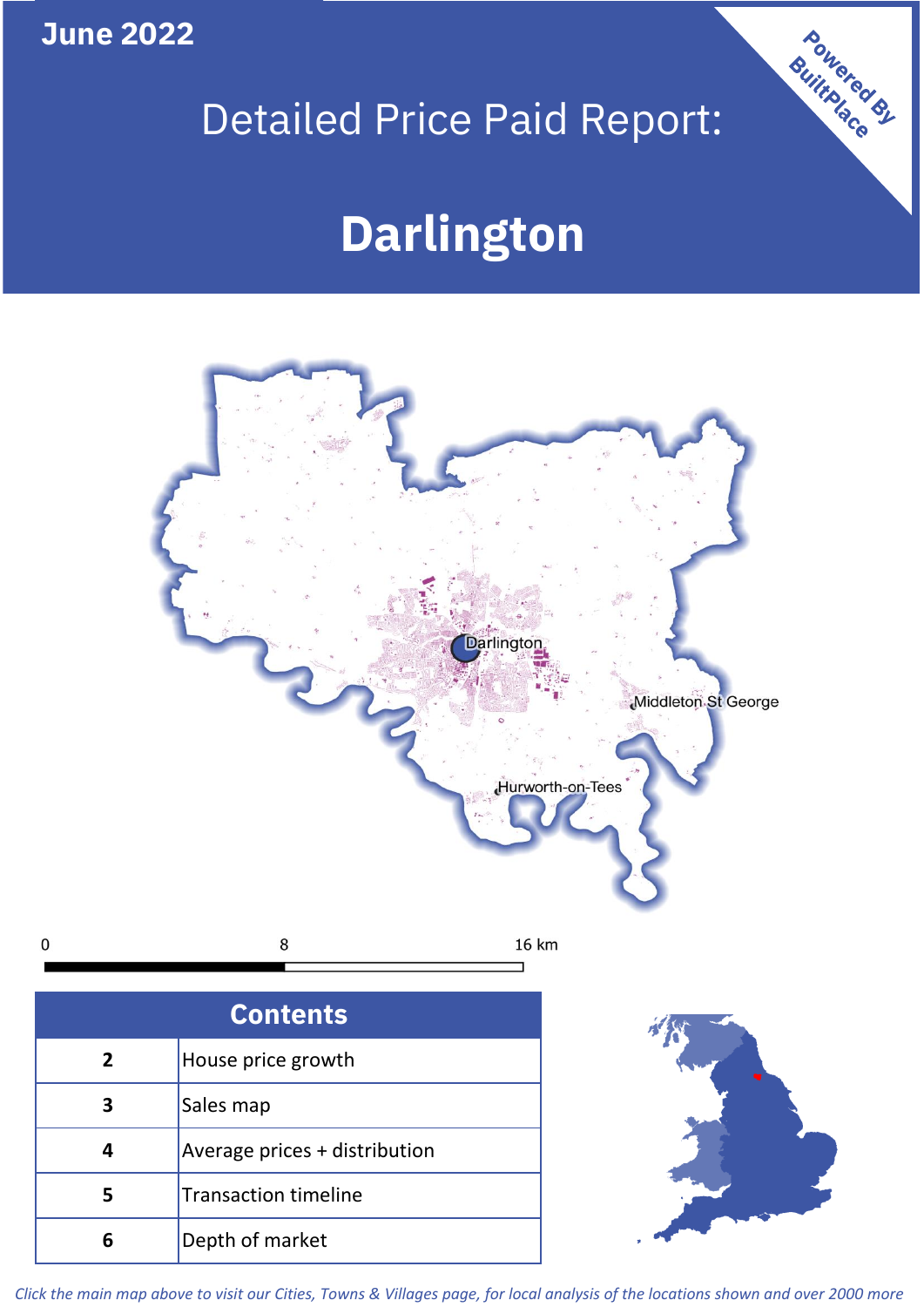**June 2022**

Powered By BuiltPlace

# Detailed Price Paid Report:

# Darlington

Darlington

Middleton St George

Hurworth-on-Tees

0 8 16 km

| Contents | |
|---|---|
| 2 | House price growth |
| 3 | Sales map |
| 4 | Average prices + distribution |
| 5 | Transaction timeline |
| 6 | Depth of market |

*Click the main map above to visit our Cities, Towns & Villages page, for local analysis of the locations shown and over 2000 more*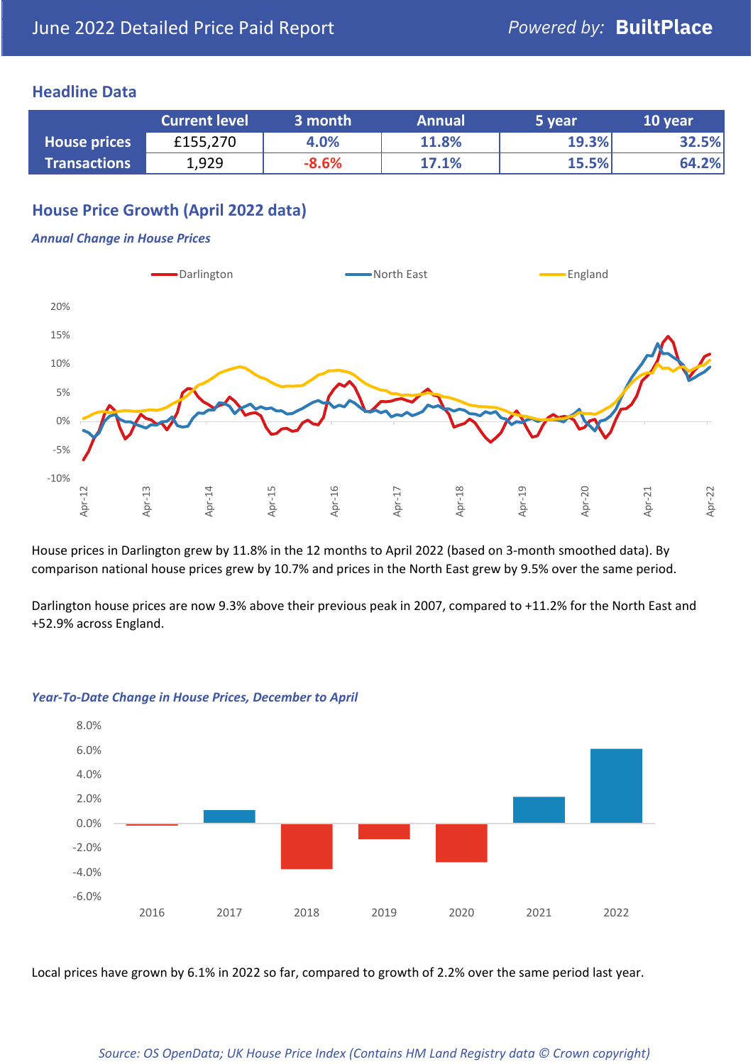# June 2022 Detailed Price Paid Report

*Powered by:* **BuiltPlace**

## Headline Data

| | Current level | 3 month | Annual | 5 year | 10 year |
|---|---|---|---|---|---|
| **House prices** | £155,270 | 4.0% | 11.8% | 19.3% | 32.5% |
| **Transactions** | 1,929 | -8.6% | 17.1% | 15.5% | 64.2% |

## House Price Growth (April 2022 data)

### *Annual Change in House Prices*

House prices in Darlington grew by 11.8% in the 12 months to April 2022 (based on 3-month smoothed data). By comparison national house prices grew by 10.7% and prices in the North East grew by 9.5% over the same period.

Darlington house prices are now 9.3% above their previous peak in 2007, compared to +11.2% for the North East and +52.9% across England.

### *Year-To-Date Change in House Prices, December to April*

Local prices have grown by 6.1% in 2022 so far, compared to growth of 2.2% over the same period last year.

*Source: OS OpenData; UK House Price Index (Contains HM Land Registry data © Crown copyright)*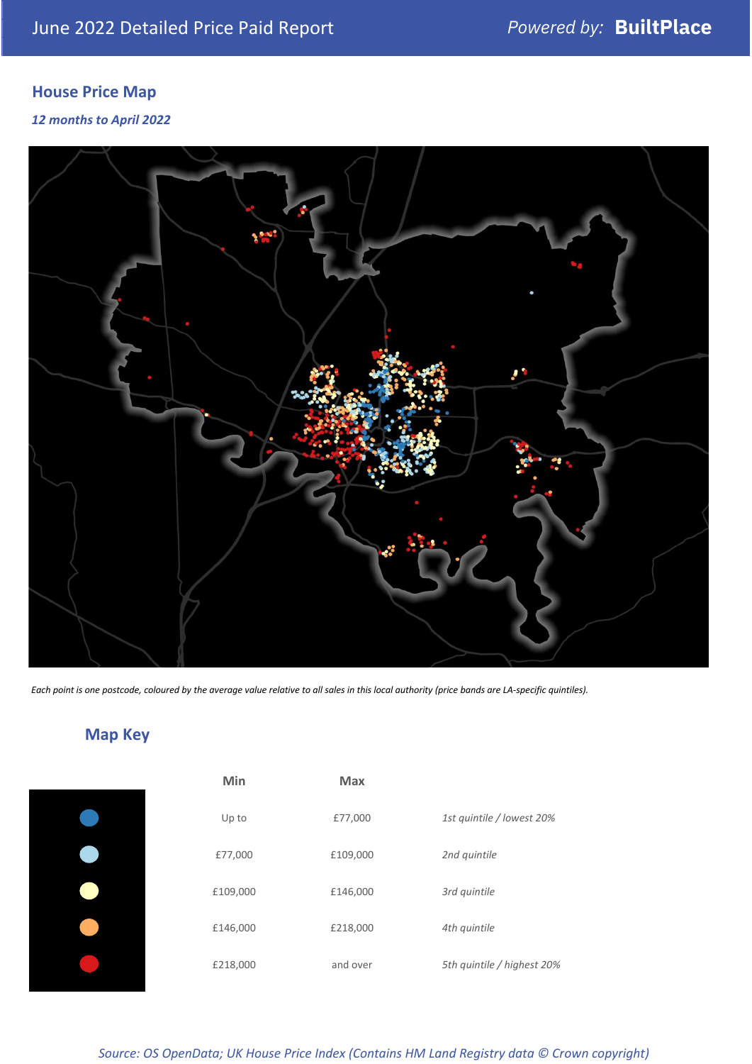## House Price Map

*12 months to April 2022*

*Each point is one postcode, coloured by the average value relative to all sales in this local authority (price bands are LA-specific quintiles).*

## Map Key

| | Min | Max | |
|---|---|---|---|
| ● (dark blue) | Up to | £77,000 | *1st quintile / lowest 20%* |
| ● (light blue) | £77,000 | £109,000 | *2nd quintile* |
| ● (pale yellow) | £109,000 | £146,000 | *3rd quintile* |
| ● (orange) | £146,000 | £218,000 | *4th quintile* |
| ● (red) | £218,000 | and over | *5th quintile / highest 20%* |

*Source: OS OpenData; UK House Price Index (Contains HM Land Registry data © Crown copyright)*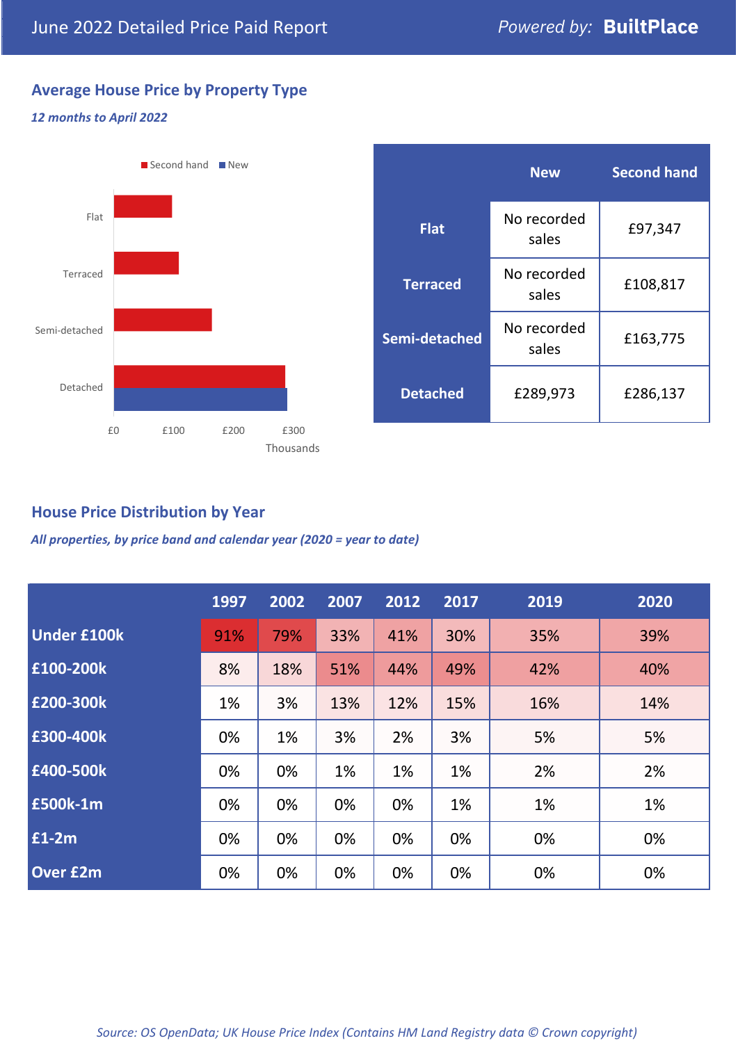# June 2022 Detailed Price Paid Report

Powered by: **BuiltPlace**

## Average House Price by Property Type

*12 months to April 2022*

|  | New | Second hand |
|---|---|---|
| **Flat** | No recorded sales | £97,347 |
| **Terraced** | No recorded sales | £108,817 |
| **Semi-detached** | No recorded sales | £163,775 |
| **Detached** | £289,973 | £286,137 |

## House Price Distribution by Year

*All properties, by price band and calendar year (2020 = year to date)*

|  | 1997 | 2002 | 2007 | 2012 | 2017 | 2019 | 2020 |
|---|---|---|---|---|---|---|---|
| **Under £100k** | 91% | 79% | 33% | 41% | 30% | 35% | 39% |
| **£100-200k** | 8% | 18% | 51% | 44% | 49% | 42% | 40% |
| **£200-300k** | 1% | 3% | 13% | 12% | 15% | 16% | 14% |
| **£300-400k** | 0% | 1% | 3% | 2% | 3% | 5% | 5% |
| **£400-500k** | 0% | 0% | 1% | 1% | 1% | 2% | 2% |
| **£500k-1m** | 0% | 0% | 0% | 0% | 1% | 1% | 1% |
| **£1-2m** | 0% | 0% | 0% | 0% | 0% | 0% | 0% |
| **Over £2m** | 0% | 0% | 0% | 0% | 0% | 0% | 0% |

*Source: OS OpenData; UK House Price Index (Contains HM Land Registry data © Crown copyright)*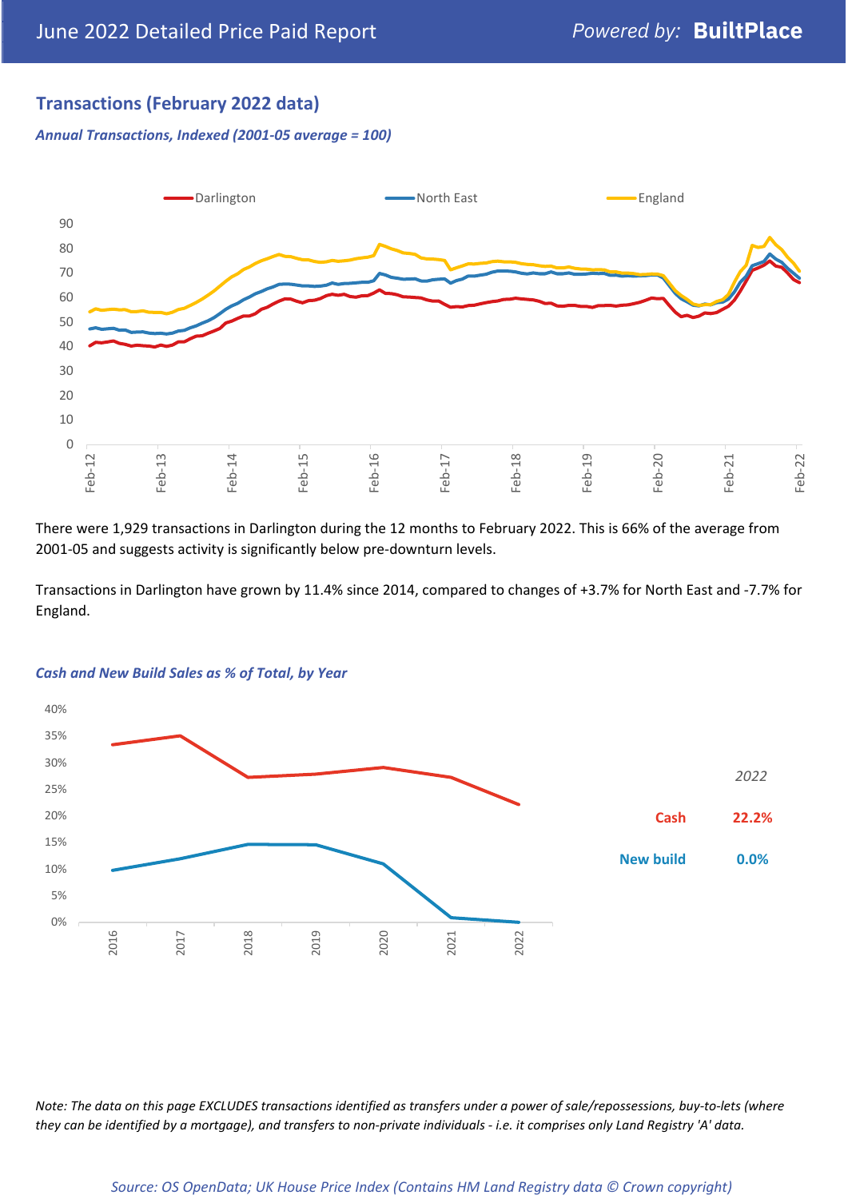## Transactions (February 2022 data)

*Annual Transactions, Indexed (2001-05 average = 100)*

There were 1,929 transactions in Darlington during the 12 months to February 2022. This is 66% of the average from 2001-05 and suggests activity is significantly below pre-downturn levels.

Transactions in Darlington have grown by 11.4% since 2014, compared to changes of +3.7% for North East and -7.7% for England.

*Cash and New Build Sales as % of Total, by Year*

| *2022* | |
|---|---|
| Cash | 22.2% |
| New build | 0.0% |

*Note: The data on this page EXCLUDES transactions identified as transfers under a power of sale/repossessions, buy-to-lets (where they can be identified by a mortgage), and transfers to non-private individuals - i.e. it comprises only Land Registry 'A' data.*

*Source: OS OpenData; UK House Price Index (Contains HM Land Registry data © Crown copyright)*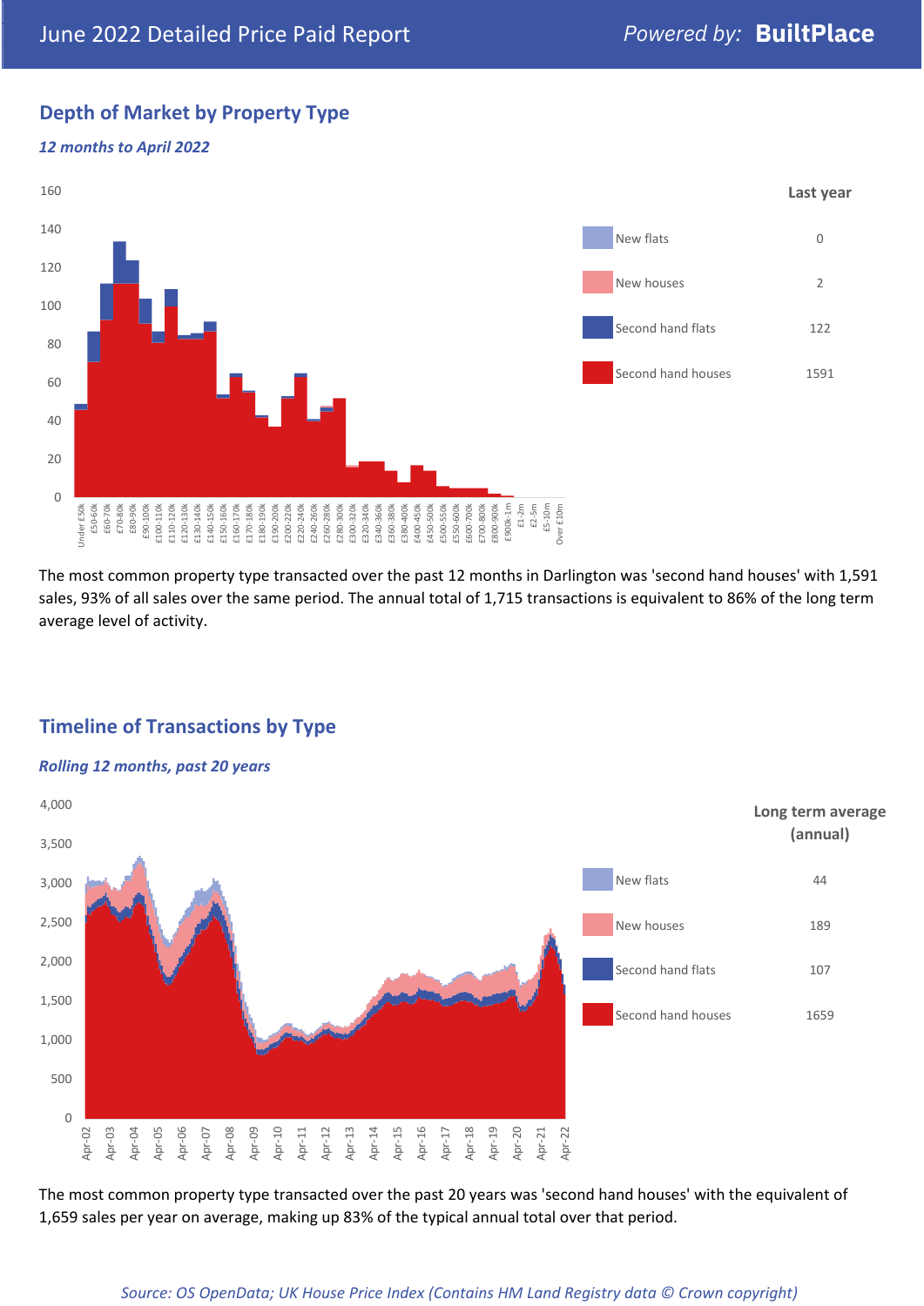June 2022 Detailed Price Paid Report

Powered by: **BuiltPlace**

## Depth of Market by Property Type

*12 months to April 2022*

Last year

New flats 0

New houses 2

Second hand flats 122

Second hand houses 1591

160
140
120
100
80
60
40
20
0

Under £50k, £50-60k, £60-70k, £70-80k, £80-90k, £90-100k, £100-110k, £110-120k, £120-130k, £130-140k, £140-150k, £150-160k, £160-170k, £170-180k, £180-190k, £190-200k, £200-220k, £220-240k, £240-260k, £260-280k, £280-300k, £300-320k, £320-340k, £340-360k, £360-380k, £380-400k, £400-450k, £450-500k, £500-550k, £550-600k, £600-700k, £700-800k, £800-900k, £900k-1m, £1-2m, £2-5m, £5-10m, Over £10m

The most common property type transacted over the past 12 months in Darlington was 'second hand houses' with 1,591 sales, 93% of all sales over the same period. The annual total of 1,715 transactions is equivalent to 86% of the long term average level of activity.

## Timeline of Transactions by Type

*Rolling 12 months, past 20 years*

Long term average (annual)

New flats 44

New houses 189

Second hand flats 107

Second hand houses 1659

4,000
3,500
3,000
2,500
2,000
1,500
1,000
500
0

Apr-02, Apr-03, Apr-04, Apr-05, Apr-06, Apr-07, Apr-08, Apr-09, Apr-10, Apr-11, Apr-12, Apr-13, Apr-14, Apr-15, Apr-16, Apr-17, Apr-18, Apr-19, Apr-20, Apr-21, Apr-22

The most common property type transacted over the past 20 years was 'second hand houses' with the equivalent of 1,659 sales per year on average, making up 83% of the typical annual total over that period.

*Source: OS OpenData; UK House Price Index (Contains HM Land Registry data © Crown copyright)*